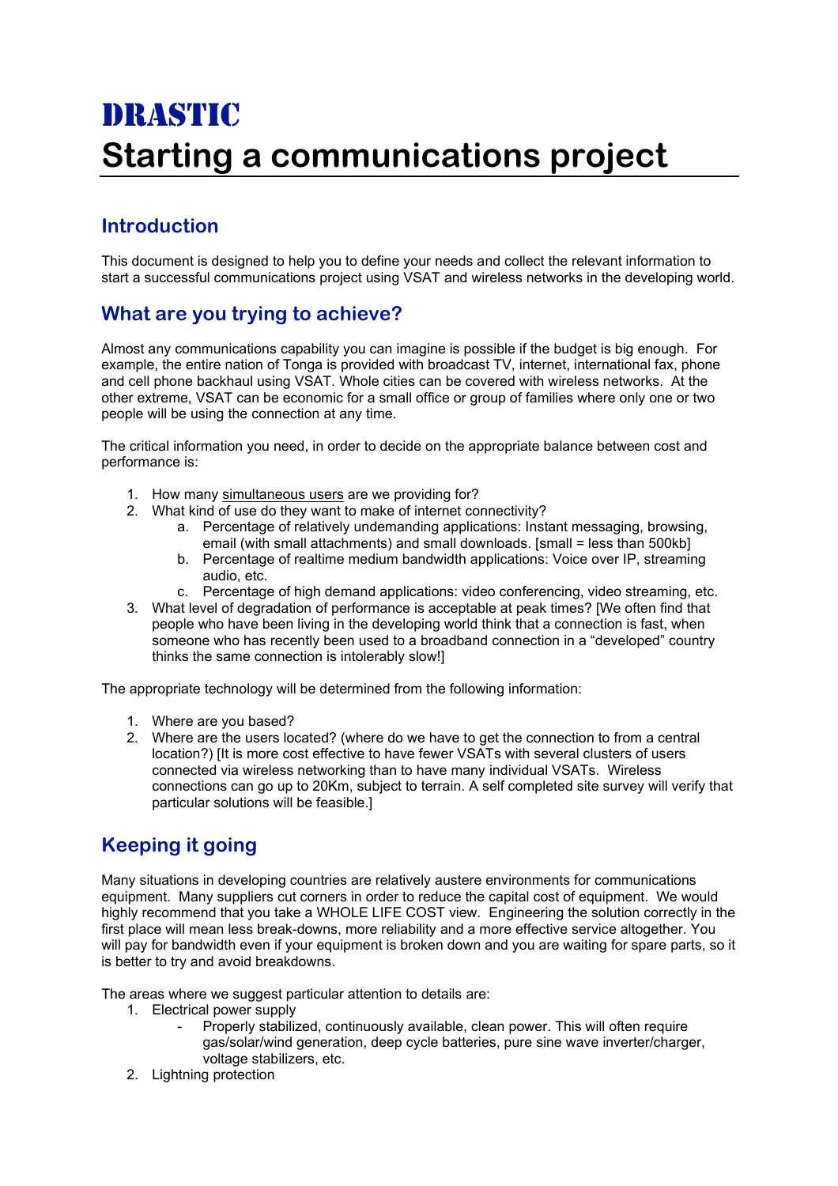# DRASTIC

# Starting a communications project

## Introduction

This document is designed to help you to define your needs and collect the relevant information to start a successful communications project using VSAT and wireless networks in the developing world.

## What are you trying to achieve?

Almost any communications capability you can imagine is possible if the budget is big enough. For example, the entire nation of Tonga is provided with broadcast TV, internet, international fax, phone and cell phone backhaul using VSAT. Whole cities can be covered with wireless networks. At the other extreme, VSAT can be economic for a small office or group of families where only one or two people will be using the connection at any time.

The critical information you need, in order to decide on the appropriate balance between cost and performance is:

1. How many simultaneous users are we providing for?
2. What kind of use do they want to make of internet connectivity?
   a. Percentage of relatively undemanding applications: Instant messaging, browsing, email (with small attachments) and small downloads. [small = less than 500kb]
   b. Percentage of realtime medium bandwidth applications: Voice over IP, streaming audio, etc.
   c. Percentage of high demand applications: video conferencing, video streaming, etc.
3. What level of degradation of performance is acceptable at peak times? [We often find that people who have been living in the developing world think that a connection is fast, when someone who has recently been used to a broadband connection in a "developed" country thinks the same connection is intolerably slow!]

The appropriate technology will be determined from the following information:

1. Where are you based?
2. Where are the users located? (where do we have to get the connection to from a central location?) [It is more cost effective to have fewer VSATs with several clusters of users connected via wireless networking than to have many individual VSATs. Wireless connections can go up to 20Km, subject to terrain. A self completed site survey will verify that particular solutions will be feasible.]

## Keeping it going

Many situations in developing countries are relatively austere environments for communications equipment. Many suppliers cut corners in order to reduce the capital cost of equipment. We would highly recommend that you take a WHOLE LIFE COST view. Engineering the solution correctly in the first place will mean less break-downs, more reliability and a more effective service altogether. You will pay for bandwidth even if your equipment is broken down and you are waiting for spare parts, so it is better to try and avoid breakdowns.

The areas where we suggest particular attention to details are:

1. Electrical power supply
   - Properly stabilized, continuously available, clean power. This will often require gas/solar/wind generation, deep cycle batteries, pure sine wave inverter/charger, voltage stabilizers, etc.
2. Lightning protection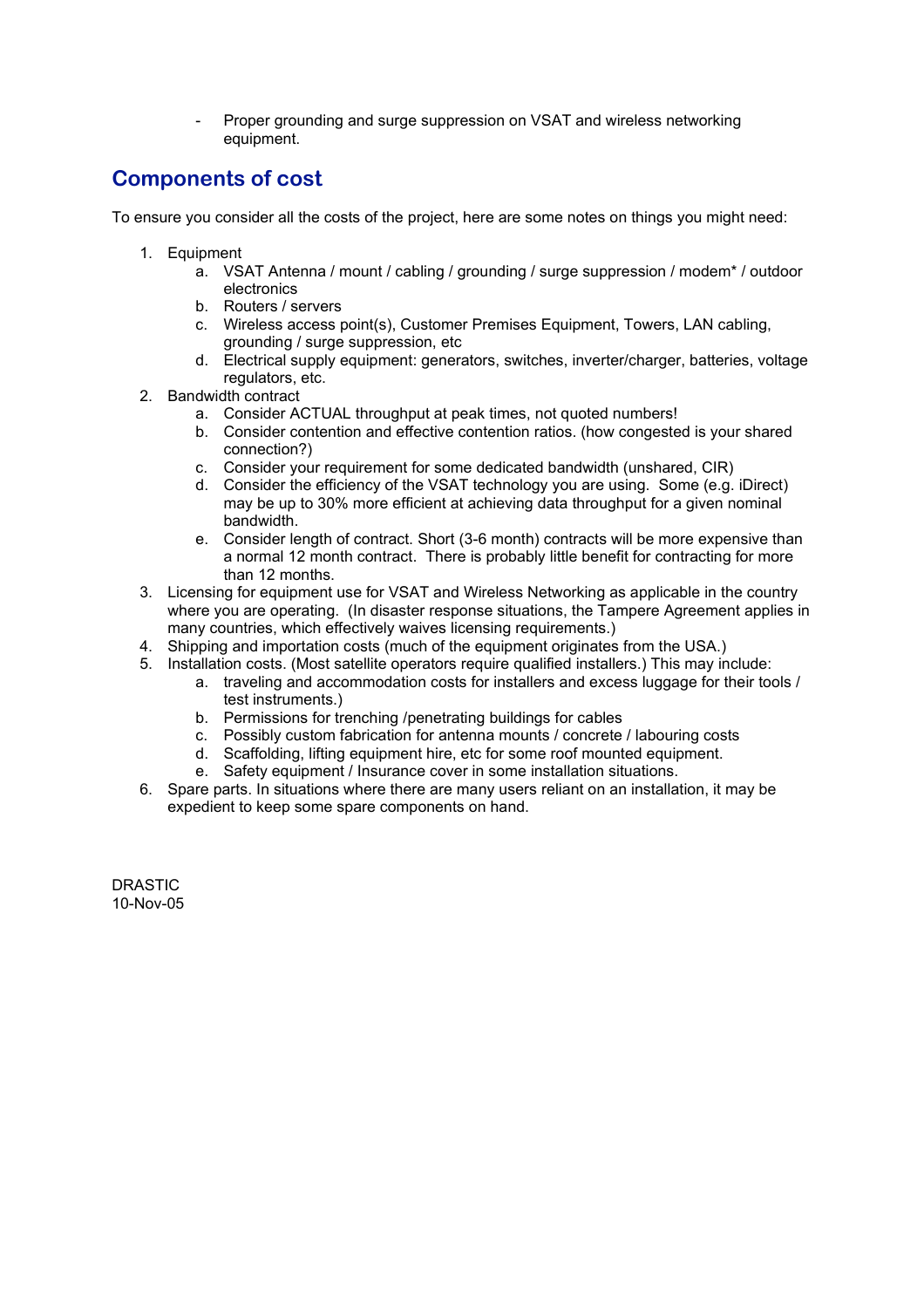- Proper grounding and surge suppression on VSAT and wireless networking equipment.

## Components of cost

To ensure you consider all the costs of the project, here are some notes on things you might need:

1. Equipment
   a. VSAT Antenna / mount / cabling / grounding / surge suppression / modem* / outdoor electronics
   b. Routers / servers
   c. Wireless access point(s), Customer Premises Equipment, Towers, LAN cabling, grounding / surge suppression, etc
   d. Electrical supply equipment: generators, switches, inverter/charger, batteries, voltage regulators, etc.
2. Bandwidth contract
   a. Consider ACTUAL throughput at peak times, not quoted numbers!
   b. Consider contention and effective contention ratios. (how congested is your shared connection?)
   c. Consider your requirement for some dedicated bandwidth (unshared, CIR)
   d. Consider the efficiency of the VSAT technology you are using. Some (e.g. iDirect) may be up to 30% more efficient at achieving data throughput for a given nominal bandwidth.
   e. Consider length of contract. Short (3-6 month) contracts will be more expensive than a normal 12 month contract. There is probably little benefit for contracting for more than 12 months.
3. Licensing for equipment use for VSAT and Wireless Networking as applicable in the country where you are operating. (In disaster response situations, the Tampere Agreement applies in many countries, which effectively waives licensing requirements.)
4. Shipping and importation costs (much of the equipment originates from the USA.)
5. Installation costs. (Most satellite operators require qualified installers.) This may include:
   a. traveling and accommodation costs for installers and excess luggage for their tools / test instruments.)
   b. Permissions for trenching /penetrating buildings for cables
   c. Possibly custom fabrication for antenna mounts / concrete / labouring costs
   d. Scaffolding, lifting equipment hire, etc for some roof mounted equipment.
   e. Safety equipment / Insurance cover in some installation situations.
6. Spare parts. In situations where there are many users reliant on an installation, it may be expedient to keep some spare components on hand.

DRASTIC
10-Nov-05